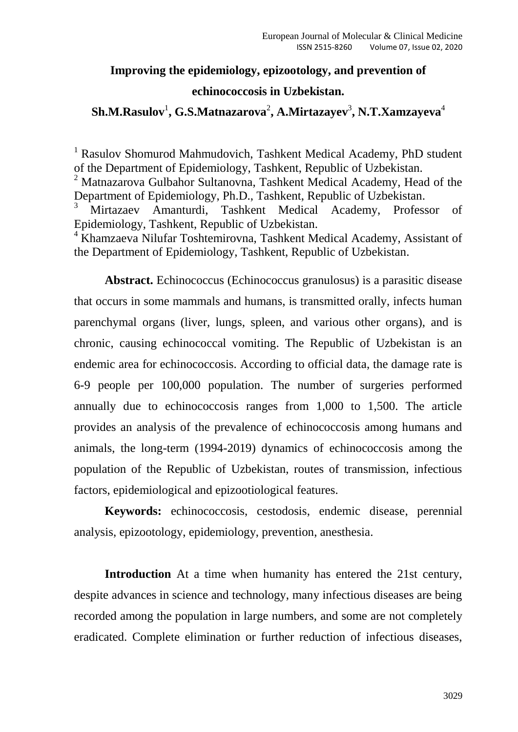# Improving the epidemiology, epizootology, and prevention of echinococcosis in Uzbekistan.

**Sh.M.Rasulov[1], G.S.Matnazarova[2], A.Mirtazayev[3], N.T.Xamzayeva[4]**

[1] Rasulov Shomurod Mahmudovich, Tashkent Medical Academy, PhD student of the Department of Epidemiology, Tashkent, Republic of Uzbekistan.
[2] Matnazarova Gulbahor Sultanovna, Tashkent Medical Academy, Head of the Department of Epidemiology, Ph.D., Tashkent, Republic of Uzbekistan.
[3] Mirtazaev Amanturdi, Tashkent Medical Academy, Professor of Epidemiology, Tashkent, Republic of Uzbekistan.
[4] Khamzaeva Nilufar Toshtemirovna, Tashkent Medical Academy, Assistant of the Department of Epidemiology, Tashkent, Republic of Uzbekistan.

**Abstract.** Echinococcus (Echinococcus granulosus) is a parasitic disease that occurs in some mammals and humans, is transmitted orally, infects human parenchymal organs (liver, lungs, spleen, and various other organs), and is chronic, causing echinococcal vomiting. The Republic of Uzbekistan is an endemic area for echinococcosis. According to official data, the damage rate is 6-9 people per 100,000 population. The number of surgeries performed annually due to echinococcosis ranges from 1,000 to 1,500. The article provides an analysis of the prevalence of echinococcosis among humans and animals, the long-term (1994-2019) dynamics of echinococcosis among the population of the Republic of Uzbekistan, routes of transmission, infectious factors, epidemiological and epizootiological features.

**Keywords:** echinococcosis, cestodosis, endemic disease, perennial analysis, epizootology, epidemiology, prevention, anesthesia.

**Introduction** At a time when humanity has entered the 21st century, despite advances in science and technology, many infectious diseases are being recorded among the population in large numbers, and some are not completely eradicated. Complete elimination or further reduction of infectious diseases,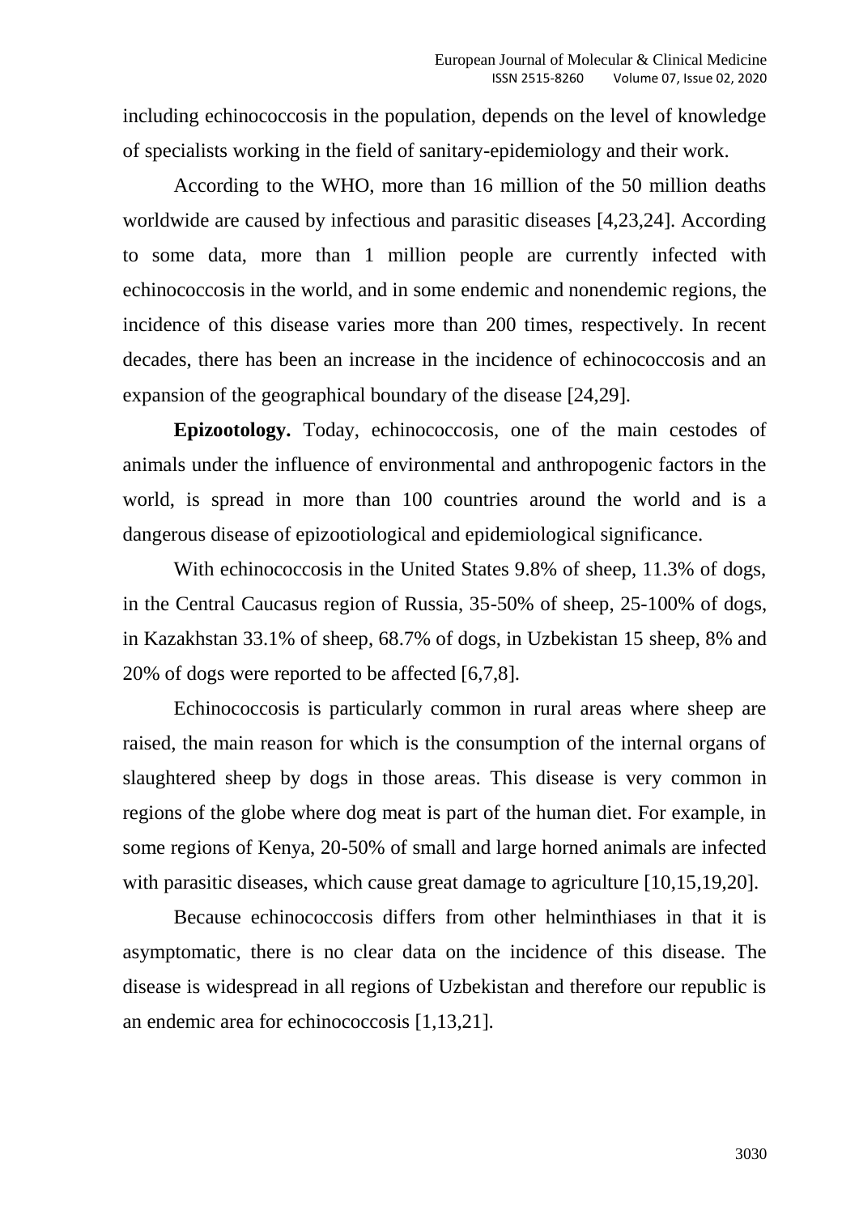including echinococcosis in the population, depends on the level of knowledge of specialists working in the field of sanitary-epidemiology and their work.

According to the WHO, more than 16 million of the 50 million deaths worldwide are caused by infectious and parasitic diseases [4,23,24]. According to some data, more than 1 million people are currently infected with echinococcosis in the world, and in some endemic and nonendemic regions, the incidence of this disease varies more than 200 times, respectively. In recent decades, there has been an increase in the incidence of echinococcosis and an expansion of the geographical boundary of the disease [24,29].

**Epizootology.** Today, echinococcosis, one of the main cestodes of animals under the influence of environmental and anthropogenic factors in the world, is spread in more than 100 countries around the world and is a dangerous disease of epizootiological and epidemiological significance.

With echinococcosis in the United States 9.8% of sheep, 11.3% of dogs, in the Central Caucasus region of Russia, 35-50% of sheep, 25-100% of dogs, in Kazakhstan 33.1% of sheep, 68.7% of dogs, in Uzbekistan 15 sheep, 8% and 20% of dogs were reported to be affected [6,7,8].

Echinococcosis is particularly common in rural areas where sheep are raised, the main reason for which is the consumption of the internal organs of slaughtered sheep by dogs in those areas. This disease is very common in regions of the globe where dog meat is part of the human diet. For example, in some regions of Kenya, 20-50% of small and large horned animals are infected with parasitic diseases, which cause great damage to agriculture [10,15,19,20].

Because echinococcosis differs from other helminthiases in that it is asymptomatic, there is no clear data on the incidence of this disease. The disease is widespread in all regions of Uzbekistan and therefore our republic is an endemic area for echinococcosis [1,13,21].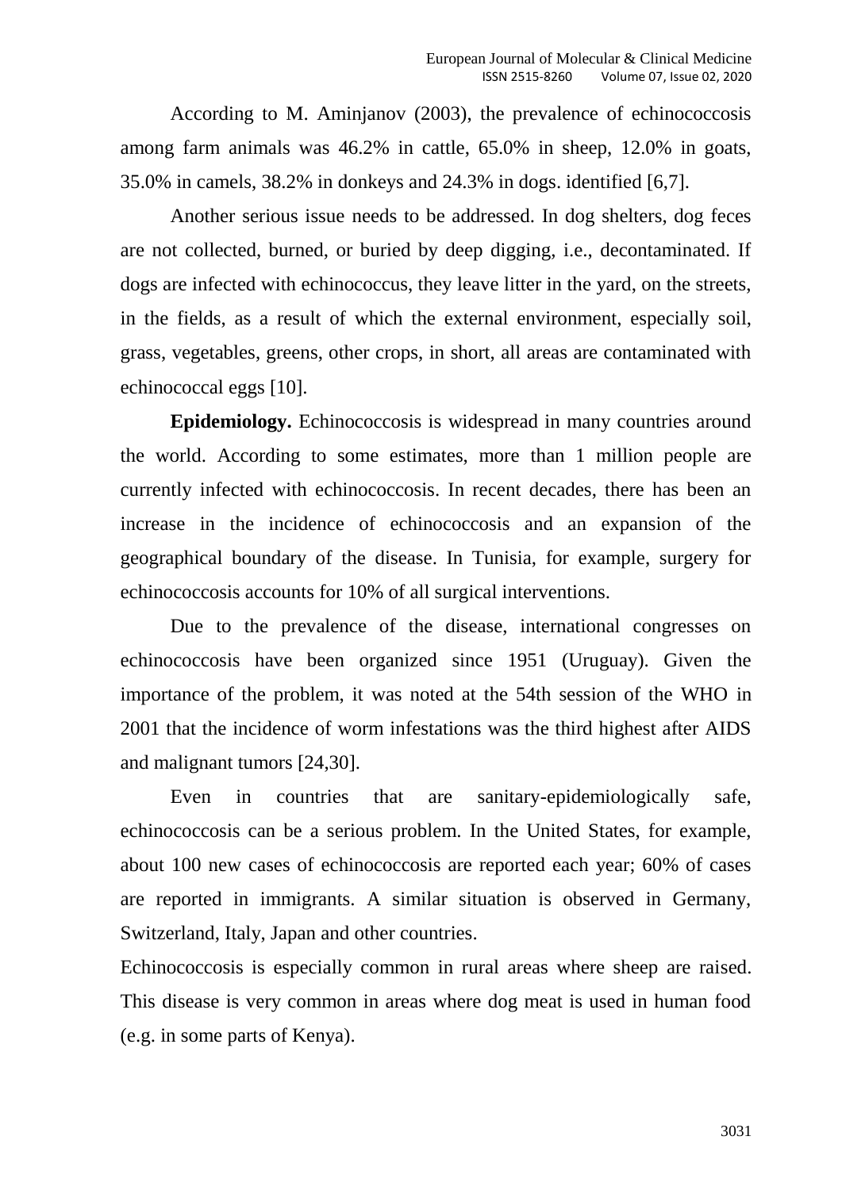According to M. Aminjanov (2003), the prevalence of echinococcosis among farm animals was 46.2% in cattle, 65.0% in sheep, 12.0% in goats, 35.0% in camels, 38.2% in donkeys and 24.3% in dogs. identified [6,7].

Another serious issue needs to be addressed. In dog shelters, dog feces are not collected, burned, or buried by deep digging, i.e., decontaminated. If dogs are infected with echinococcus, they leave litter in the yard, on the streets, in the fields, as a result of which the external environment, especially soil, grass, vegetables, greens, other crops, in short, all areas are contaminated with echinococcal eggs [10].

**Epidemiology.** Echinococcosis is widespread in many countries around the world. According to some estimates, more than 1 million people are currently infected with echinococcosis. In recent decades, there has been an increase in the incidence of echinococcosis and an expansion of the geographical boundary of the disease. In Tunisia, for example, surgery for echinococcosis accounts for 10% of all surgical interventions.

Due to the prevalence of the disease, international congresses on echinococcosis have been organized since 1951 (Uruguay). Given the importance of the problem, it was noted at the 54th session of the WHO in 2001 that the incidence of worm infestations was the third highest after AIDS and malignant tumors [24,30].

Even in countries that are sanitary-epidemiologically safe, echinococcosis can be a serious problem. In the United States, for example, about 100 new cases of echinococcosis are reported each year; 60% of cases are reported in immigrants. A similar situation is observed in Germany, Switzerland, Italy, Japan and other countries.

Echinococcosis is especially common in rural areas where sheep are raised. This disease is very common in areas where dog meat is used in human food (e.g. in some parts of Kenya).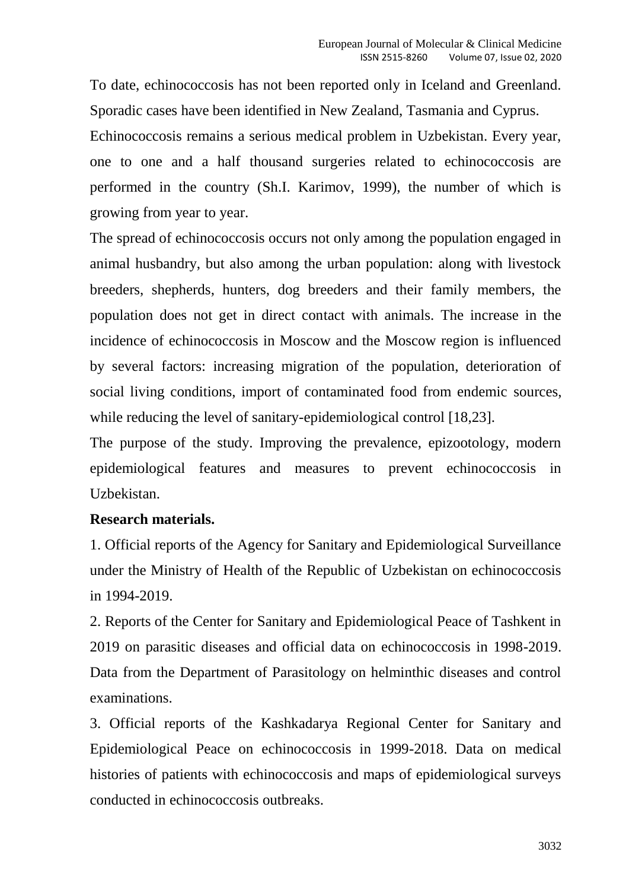To date, echinococcosis has not been reported only in Iceland and Greenland. Sporadic cases have been identified in New Zealand, Tasmania and Cyprus.

Echinococcosis remains a serious medical problem in Uzbekistan. Every year, one to one and a half thousand surgeries related to echinococcosis are performed in the country (Sh.I. Karimov, 1999), the number of which is growing from year to year.

The spread of echinococcosis occurs not only among the population engaged in animal husbandry, but also among the urban population: along with livestock breeders, shepherds, hunters, dog breeders and their family members, the population does not get in direct contact with animals. The increase in the incidence of echinococcosis in Moscow and the Moscow region is influenced by several factors: increasing migration of the population, deterioration of social living conditions, import of contaminated food from endemic sources, while reducing the level of sanitary-epidemiological control [18,23].

The purpose of the study. Improving the prevalence, epizootology, modern epidemiological features and measures to prevent echinococcosis in Uzbekistan.

**Research materials.**

1. Official reports of the Agency for Sanitary and Epidemiological Surveillance under the Ministry of Health of the Republic of Uzbekistan on echinococcosis in 1994-2019.

2. Reports of the Center for Sanitary and Epidemiological Peace of Tashkent in 2019 on parasitic diseases and official data on echinococcosis in 1998-2019. Data from the Department of Parasitology on helminthic diseases and control examinations.

3. Official reports of the Kashkadarya Regional Center for Sanitary and Epidemiological Peace on echinococcosis in 1999-2018. Data on medical histories of patients with echinococcosis and maps of epidemiological surveys conducted in echinococcosis outbreaks.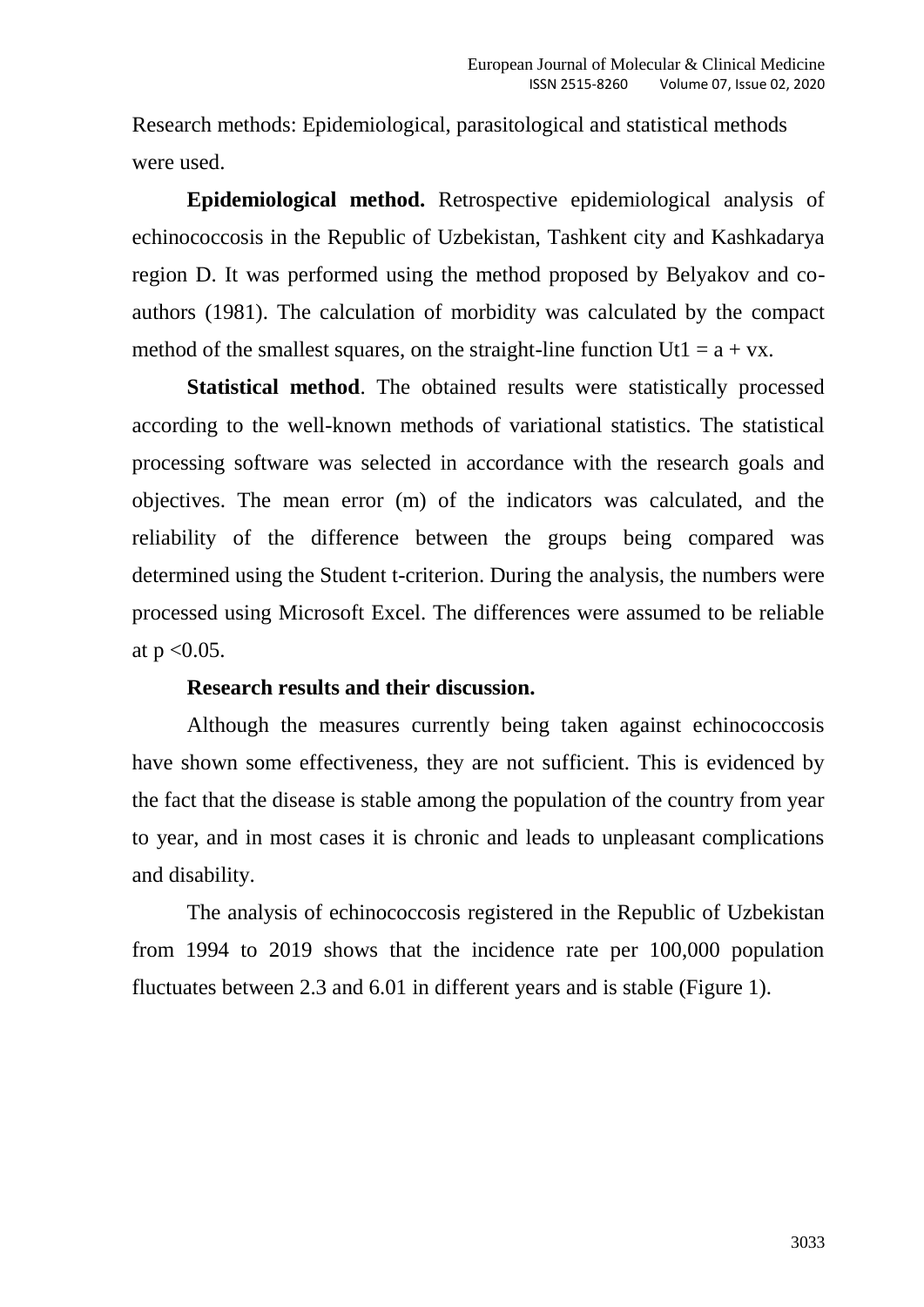Research methods: Epidemiological, parasitological and statistical methods were used.

**Epidemiological method.** Retrospective epidemiological analysis of echinococcosis in the Republic of Uzbekistan, Tashkent city and Kashkadarya region D. It was performed using the method proposed by Belyakov and co-authors (1981). The calculation of morbidity was calculated by the compact method of the smallest squares, on the straight-line function $Ut1 = a + vx$.

**Statistical method**. The obtained results were statistically processed according to the well-known methods of variational statistics. The statistical processing software was selected in accordance with the research goals and objectives. The mean error (m) of the indicators was calculated, and the reliability of the difference between the groups being compared was determined using the Student t-criterion. During the analysis, the numbers were processed using Microsoft Excel. The differences were assumed to be reliable at $p < 0.05$.

**Research results and their discussion.**

Although the measures currently being taken against echinococcosis have shown some effectiveness, they are not sufficient. This is evidenced by the fact that the disease is stable among the population of the country from year to year, and in most cases it is chronic and leads to unpleasant complications and disability.

The analysis of echinococcosis registered in the Republic of Uzbekistan from 1994 to 2019 shows that the incidence rate per 100,000 population fluctuates between 2.3 and 6.01 in different years and is stable (Figure 1).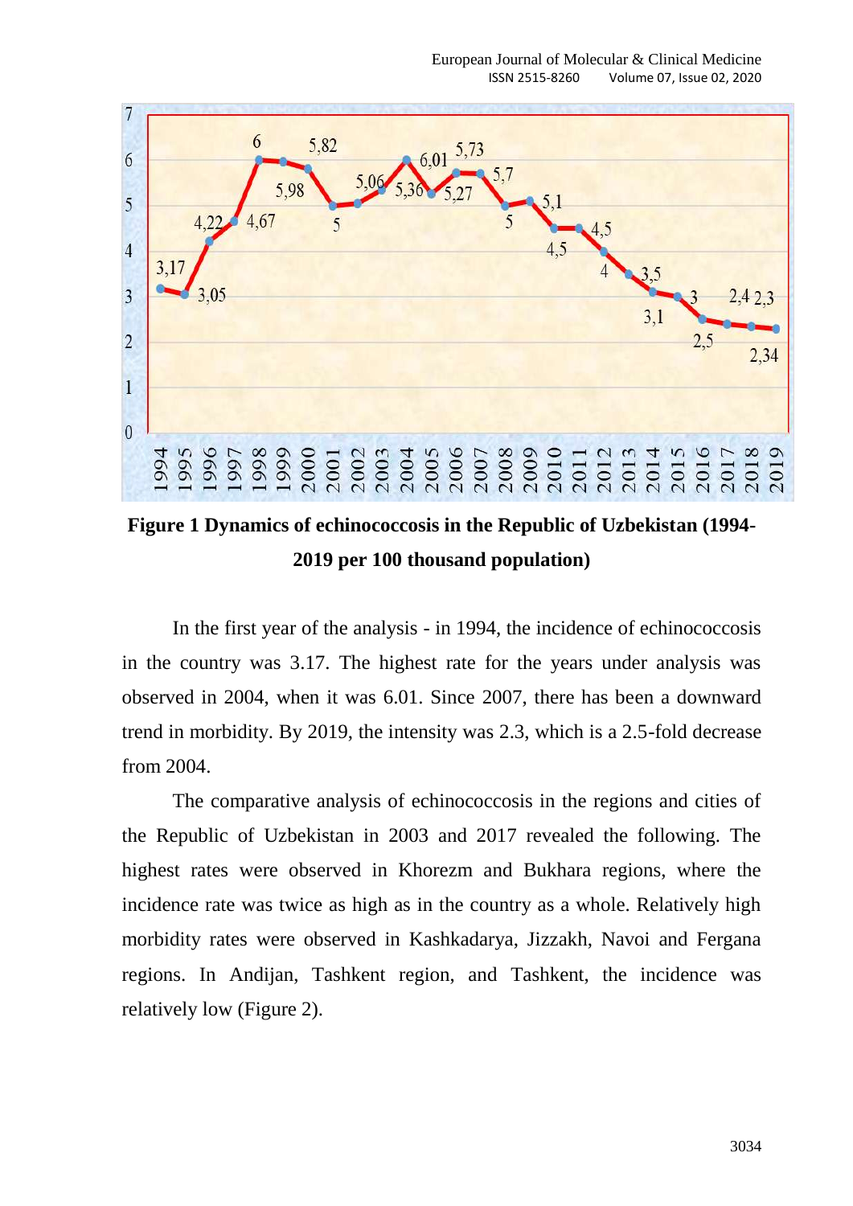**Figure 1 Dynamics of echinococcosis in the Republic of Uzbekistan (1994-2019 per 100 thousand population)**

In the first year of the analysis - in 1994, the incidence of echinococcosis in the country was 3.17. The highest rate for the years under analysis was observed in 2004, when it was 6.01. Since 2007, there has been a downward trend in morbidity. By 2019, the intensity was 2.3, which is a 2.5-fold decrease from 2004.

The comparative analysis of echinococcosis in the regions and cities of the Republic of Uzbekistan in 2003 and 2017 revealed the following. The highest rates were observed in Khorezm and Bukhara regions, where the incidence rate was twice as high as in the country as a whole. Relatively high morbidity rates were observed in Kashkadarya, Jizzakh, Navoi and Fergana regions. In Andijan, Tashkent region, and Tashkent, the incidence was relatively low (Figure 2).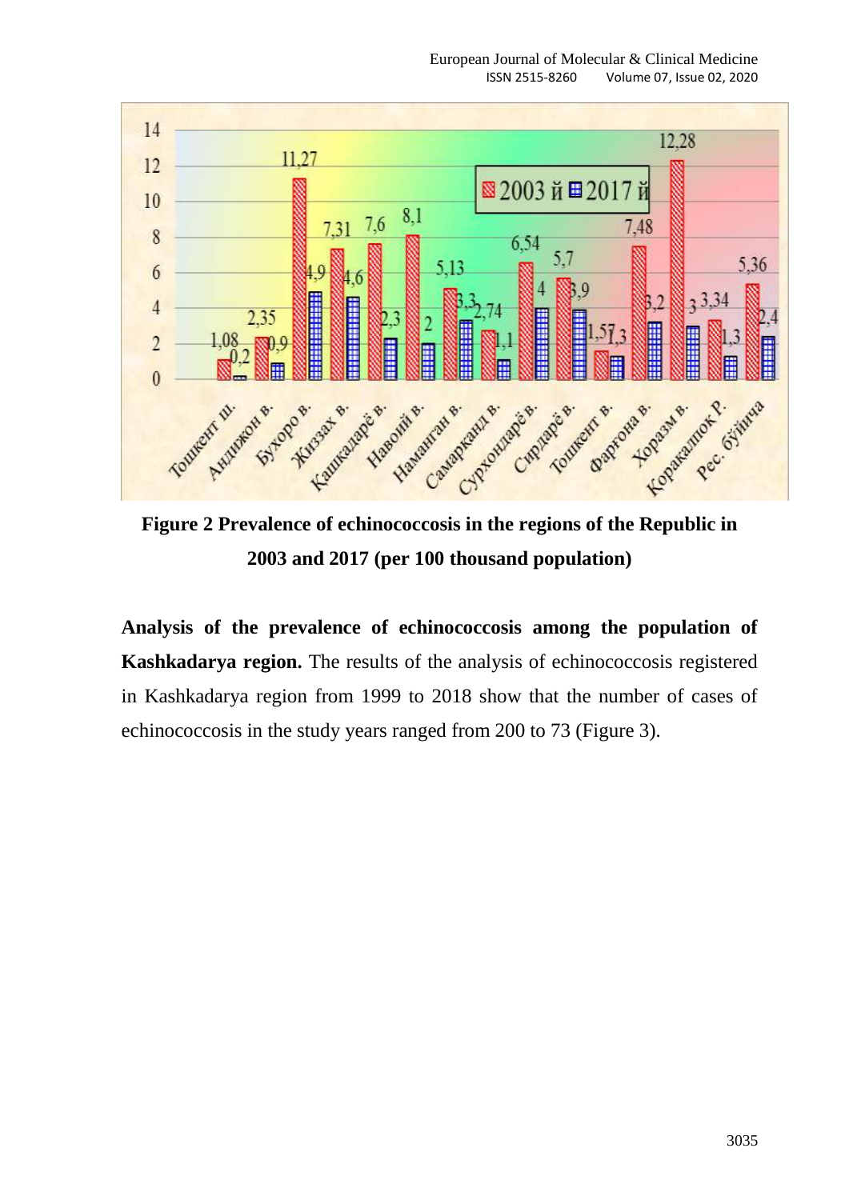**Figure 2 Prevalence of echinococcosis in the regions of the Republic in 2003 and 2017 (per 100 thousand population)**

**Analysis of the prevalence of echinococcosis among the population of Kashkadarya region.** The results of the analysis of echinococcosis registered in Kashkadarya region from 1999 to 2018 show that the number of cases of echinococcosis in the study years ranged from 200 to 73 (Figure 3).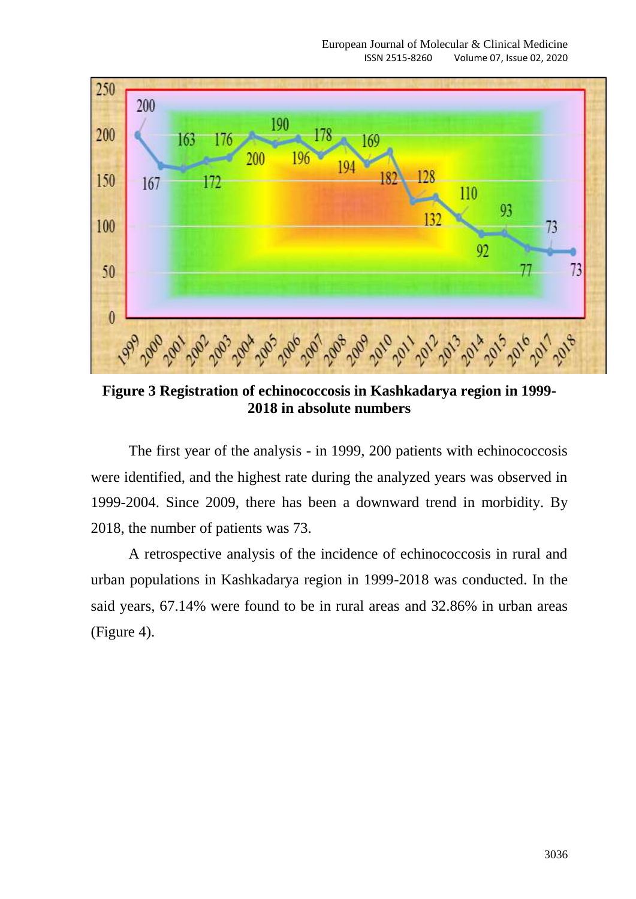**Figure 3 Registration of echinococcosis in Kashkadarya region in 1999-2018 in absolute numbers**

The first year of the analysis - in 1999, 200 patients with echinococcosis were identified, and the highest rate during the analyzed years was observed in 1999-2004. Since 2009, there has been a downward trend in morbidity. By 2018, the number of patients was 73.

A retrospective analysis of the incidence of echinococcosis in rural and urban populations in Kashkadarya region in 1999-2018 was conducted. In the said years, 67.14% were found to be in rural areas and 32.86% in urban areas (Figure 4).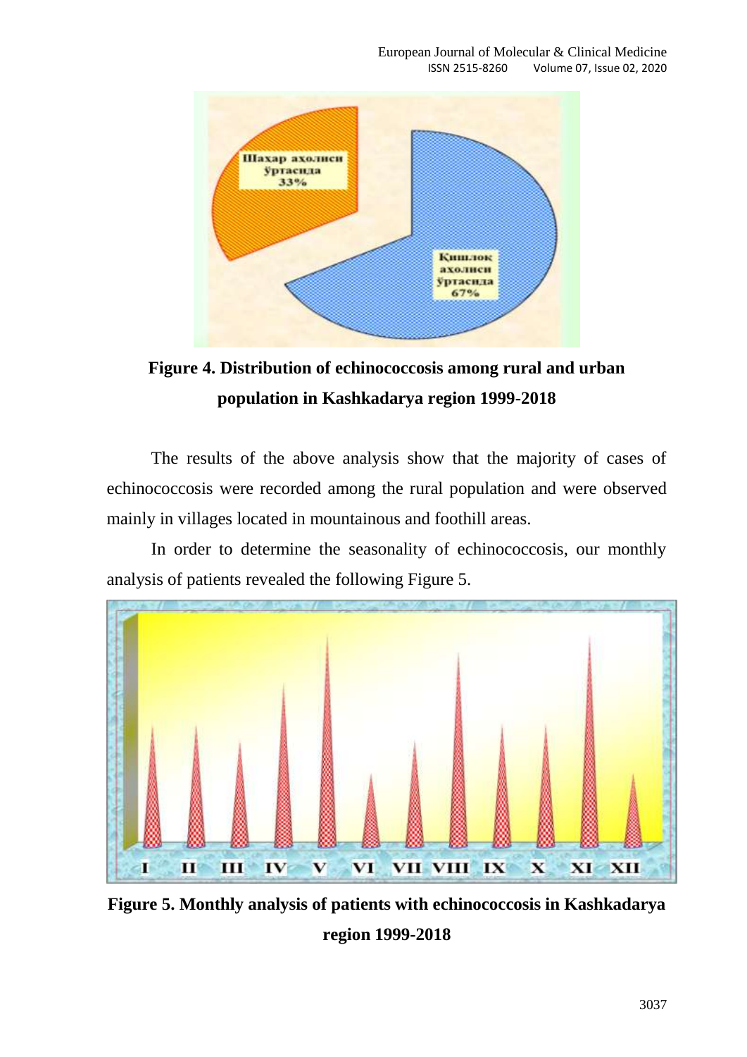**Figure 4. Distribution of echinococcosis among rural and urban population in Kashkadarya region 1999-2018**

The results of the above analysis show that the majority of cases of echinococcosis were recorded among the rural population and were observed mainly in villages located in mountainous and foothill areas.

In order to determine the seasonality of echinococcosis, our monthly analysis of patients revealed the following Figure 5.

**Figure 5. Monthly analysis of patients with echinococcosis in Kashkadarya region 1999-2018**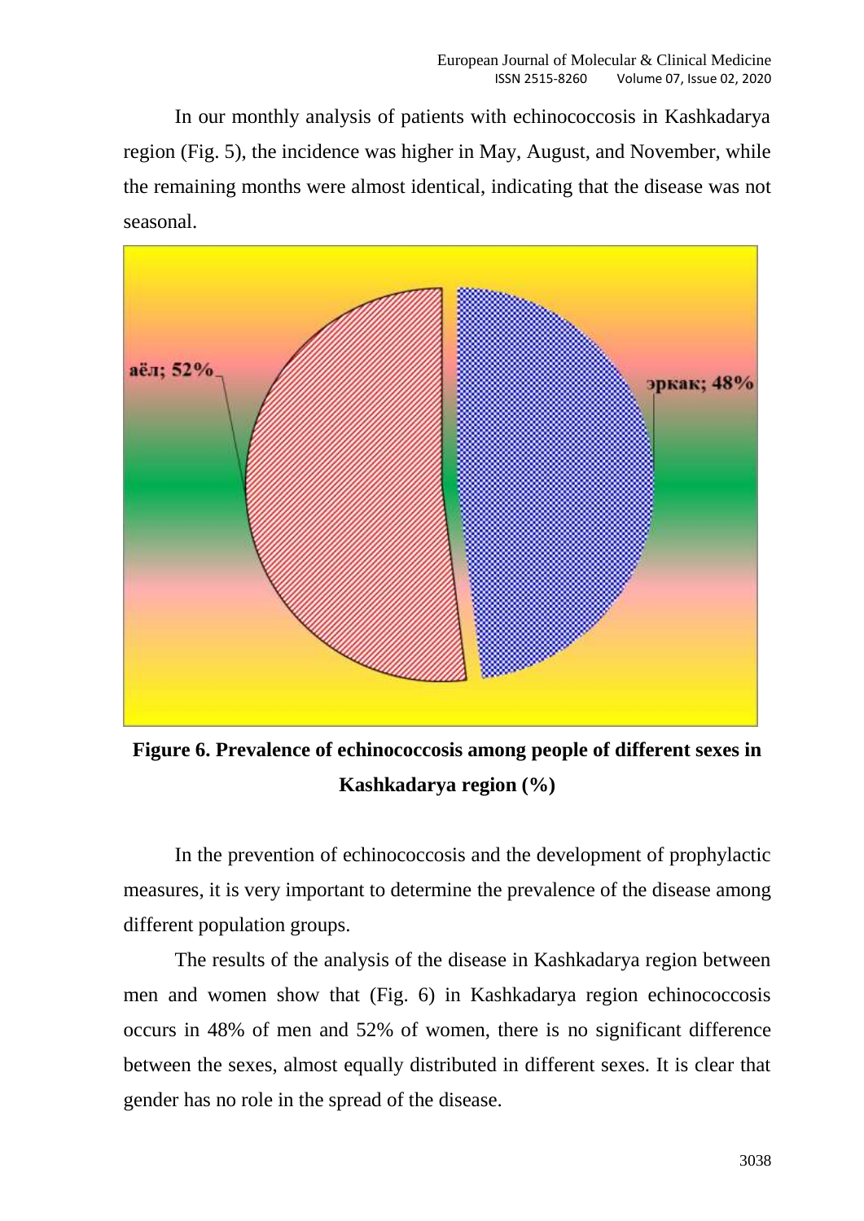In our monthly analysis of patients with echinococcosis in Kashkadarya region (Fig. 5), the incidence was higher in May, August, and November, while the remaining months were almost identical, indicating that the disease was not seasonal.

**Figure 6. Prevalence of echinococcosis among people of different sexes in Kashkadarya region (%)**

In the prevention of echinococcosis and the development of prophylactic measures, it is very important to determine the prevalence of the disease among different population groups.

The results of the analysis of the disease in Kashkadarya region between men and women show that (Fig. 6) in Kashkadarya region echinococcosis occurs in 48% of men and 52% of women, there is no significant difference between the sexes, almost equally distributed in different sexes. It is clear that gender has no role in the spread of the disease.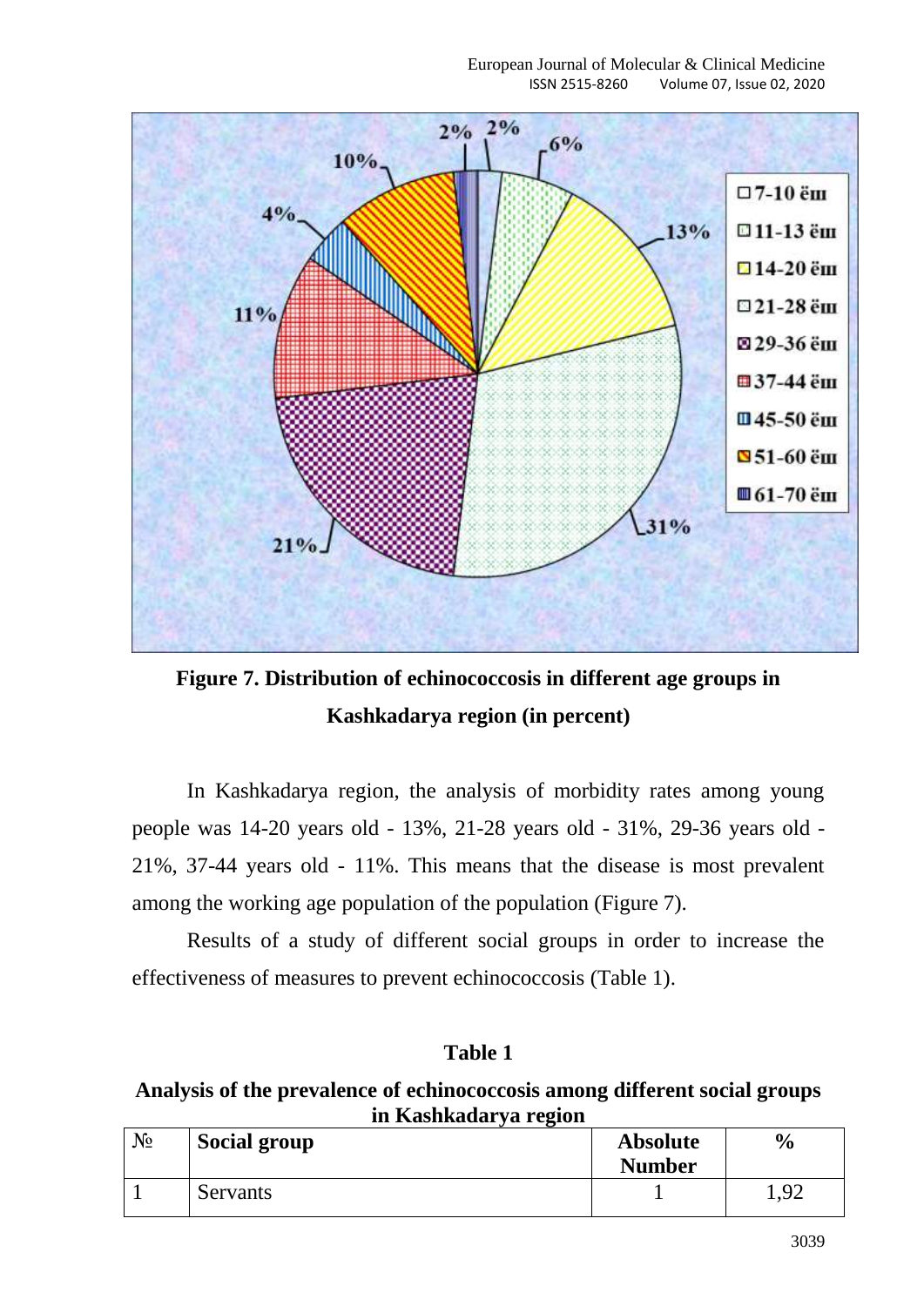**Figure 7. Distribution of echinococcosis in different age groups in Kashkadarya region (in percent)**

In Kashkadarya region, the analysis of morbidity rates among young people was 14-20 years old - 13%, 21-28 years old - 31%, 29-36 years old - 21%, 37-44 years old - 11%. This means that the disease is most prevalent among the working age population of the population (Figure 7).

Results of a study of different social groups in order to increase the effectiveness of measures to prevent echinococcosis (Table 1).

**Table 1**

**Analysis of the prevalence of echinococcosis among different social groups in Kashkadarya region**

| № | Social group | Absolute Number | % |
|---|---|---|---|
| 1 | Servants | 1 | 1,92 |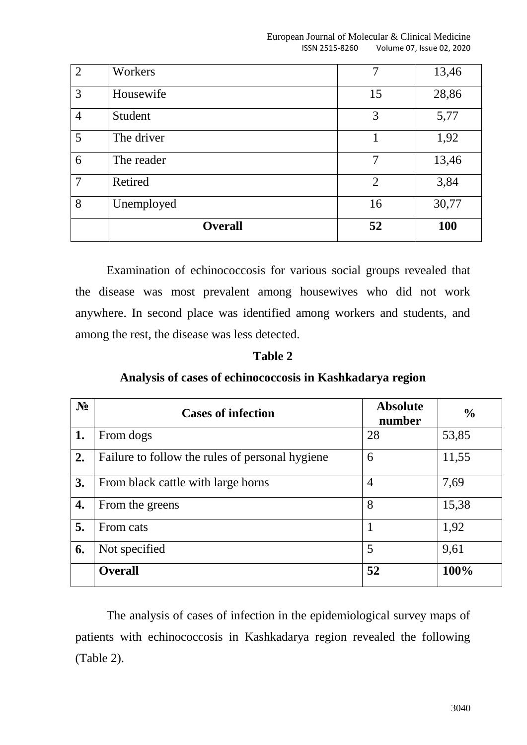| 2 | Workers | 7 | 13,46 |
|---|---|---|---|
| 3 | Housewife | 15 | 28,86 |
| 4 | Student | 3 | 5,77 |
| 5 | The driver | 1 | 1,92 |
| 6 | The reader | 7 | 13,46 |
| 7 | Retired | 2 | 3,84 |
| 8 | Unemployed | 16 | 30,77 |
| | **Overall** | **52** | **100** |

Examination of echinococcosis for various social groups revealed that the disease was most prevalent among housewives who did not work anywhere. In second place was identified among workers and students, and among the rest, the disease was less detected.

**Table 2**

**Analysis of cases of echinococcosis in Kashkadarya region**

| № | Cases of infection | Absolute number | % |
|---|---|---|---|
| **1.** | From dogs | 28 | 53,85 |
| **2.** | Failure to follow the rules of personal hygiene | 6 | 11,55 |
| **3.** | From black cattle with large horns | 4 | 7,69 |
| **4.** | From the greens | 8 | 15,38 |
| **5.** | From cats | 1 | 1,92 |
| **6.** | Not specified | 5 | 9,61 |
| | **Overall** | **52** | **100%** |

The analysis of cases of infection in the epidemiological survey maps of patients with echinococcosis in Kashkadarya region revealed the following (Table 2).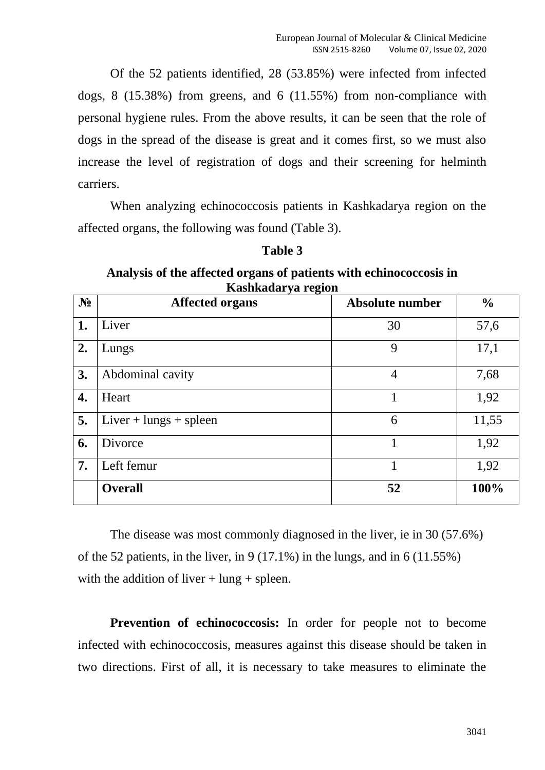Of the 52 patients identified, 28 (53.85%) were infected from infected dogs, 8 (15.38%) from greens, and 6 (11.55%) from non-compliance with personal hygiene rules. From the above results, it can be seen that the role of dogs in the spread of the disease is great and it comes first, so we must also increase the level of registration of dogs and their screening for helminth carriers.

When analyzing echinococcosis patients in Kashkadarya region on the affected organs, the following was found (Table 3).

**Table 3**

**Analysis of the affected organs of patients with echinococcosis in Kashkadarya region**

| № | Affected organs | Absolute number | % |
|---|---|---|---|
| **1.** | Liver | 30 | 57,6 |
| **2.** | Lungs | 9 | 17,1 |
| **3.** | Abdominal cavity | 4 | 7,68 |
| **4.** | Heart | 1 | 1,92 |
| **5.** | Liver + lungs + spleen | 6 | 11,55 |
| **6.** | Divorce | 1 | 1,92 |
| **7.** | Left femur | 1 | 1,92 |
| | **Overall** | **52** | **100%** |

The disease was most commonly diagnosed in the liver, ie in 30 (57.6%) of the 52 patients, in the liver, in 9 (17.1%) in the lungs, and in 6 (11.55%) with the addition of liver + lung + spleen.

**Prevention of echinococcosis:** In order for people not to become infected with echinococcosis, measures against this disease should be taken in two directions. First of all, it is necessary to take measures to eliminate the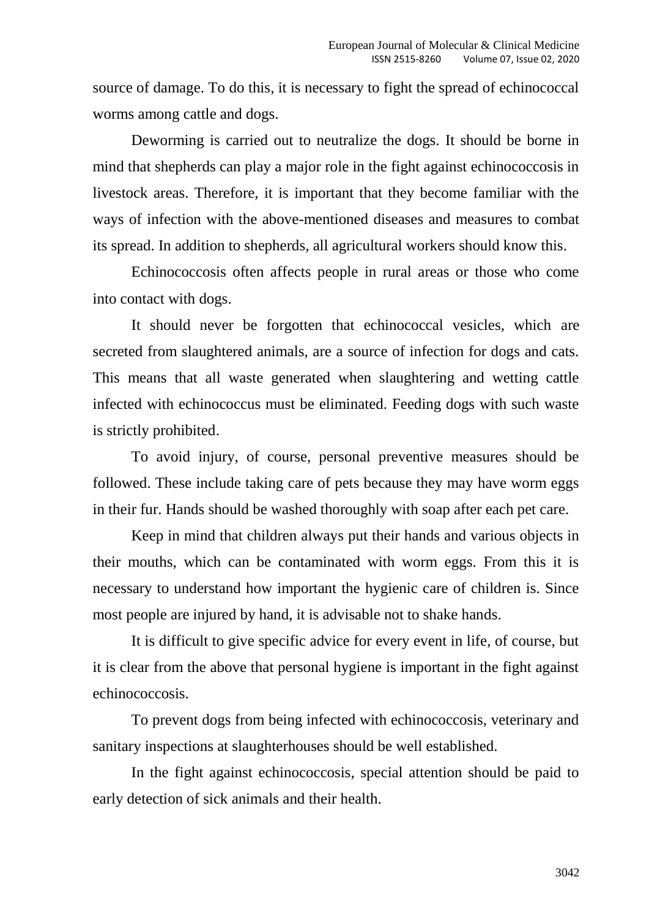source of damage. To do this, it is necessary to fight the spread of echinococcal worms among cattle and dogs.

Deworming is carried out to neutralize the dogs. It should be borne in mind that shepherds can play a major role in the fight against echinococcosis in livestock areas. Therefore, it is important that they become familiar with the ways of infection with the above-mentioned diseases and measures to combat its spread. In addition to shepherds, all agricultural workers should know this.

Echinococcosis often affects people in rural areas or those who come into contact with dogs.

It should never be forgotten that echinococcal vesicles, which are secreted from slaughtered animals, are a source of infection for dogs and cats. This means that all waste generated when slaughtering and wetting cattle infected with echinococcus must be eliminated. Feeding dogs with such waste is strictly prohibited.

To avoid injury, of course, personal preventive measures should be followed. These include taking care of pets because they may have worm eggs in their fur. Hands should be washed thoroughly with soap after each pet care.

Keep in mind that children always put their hands and various objects in their mouths, which can be contaminated with worm eggs. From this it is necessary to understand how important the hygienic care of children is. Since most people are injured by hand, it is advisable not to shake hands.

It is difficult to give specific advice for every event in life, of course, but it is clear from the above that personal hygiene is important in the fight against echinococcosis.

To prevent dogs from being infected with echinococcosis, veterinary and sanitary inspections at slaughterhouses should be well established.

In the fight against echinococcosis, special attention should be paid to early detection of sick animals and their health.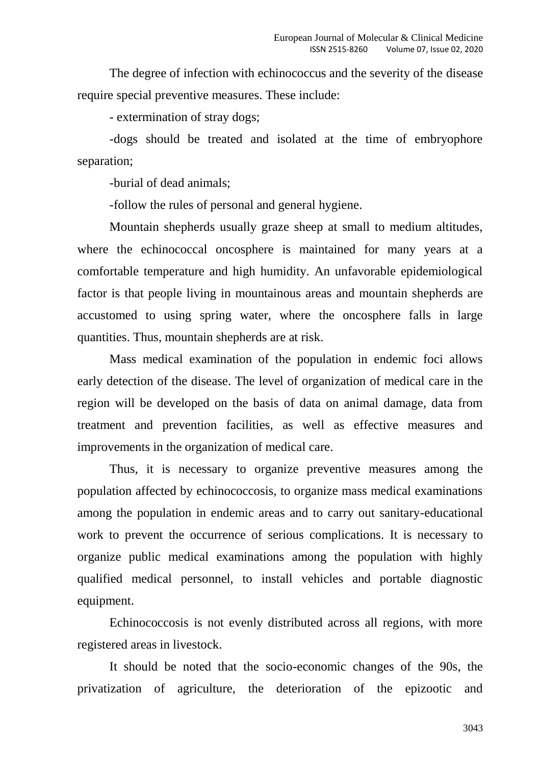The degree of infection with echinococcus and the severity of the disease require special preventive measures. These include:

- extermination of stray dogs;

-dogs should be treated and isolated at the time of embryophore separation;

-burial of dead animals;

-follow the rules of personal and general hygiene.

Mountain shepherds usually graze sheep at small to medium altitudes, where the echinococcal oncosphere is maintained for many years at a comfortable temperature and high humidity. An unfavorable epidemiological factor is that people living in mountainous areas and mountain shepherds are accustomed to using spring water, where the oncosphere falls in large quantities. Thus, mountain shepherds are at risk.

Mass medical examination of the population in endemic foci allows early detection of the disease. The level of organization of medical care in the region will be developed on the basis of data on animal damage, data from treatment and prevention facilities, as well as effective measures and improvements in the organization of medical care.

Thus, it is necessary to organize preventive measures among the population affected by echinococcosis, to organize mass medical examinations among the population in endemic areas and to carry out sanitary-educational work to prevent the occurrence of serious complications. It is necessary to organize public medical examinations among the population with highly qualified medical personnel, to install vehicles and portable diagnostic equipment.

Echinococcosis is not evenly distributed across all regions, with more registered areas in livestock.

It should be noted that the socio-economic changes of the 90s, the privatization of agriculture, the deterioration of the epizootic and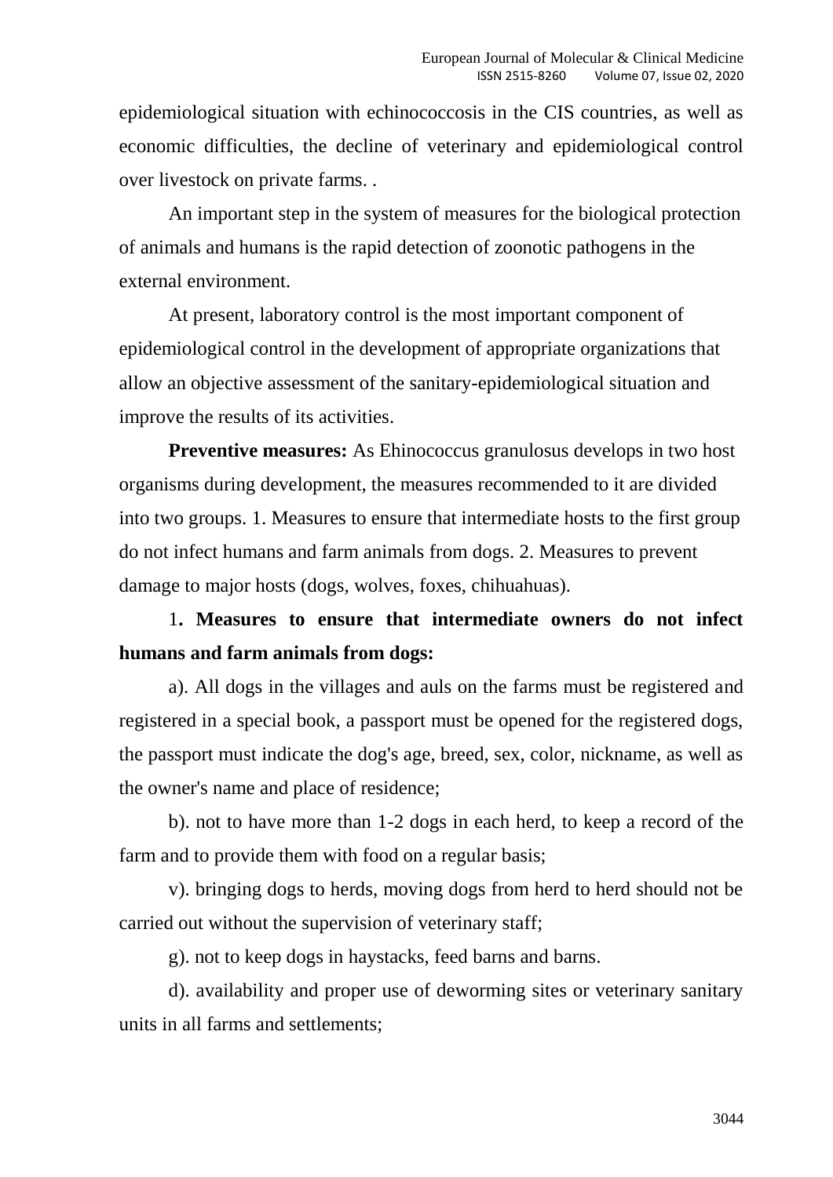epidemiological situation with echinococcosis in the CIS countries, as well as economic difficulties, the decline of veterinary and epidemiological control over livestock on private farms. .

An important step in the system of measures for the biological protection of animals and humans is the rapid detection of zoonotic pathogens in the external environment.

At present, laboratory control is the most important component of epidemiological control in the development of appropriate organizations that allow an objective assessment of the sanitary-epidemiological situation and improve the results of its activities.

**Preventive measures:** As Ehinococcus granulosus develops in two host organisms during development, the measures recommended to it are divided into two groups. 1. Measures to ensure that intermediate hosts to the first group do not infect humans and farm animals from dogs. 2. Measures to prevent damage to major hosts (dogs, wolves, foxes, chihuahuas).

**1. Measures to ensure that intermediate owners do not infect humans and farm animals from dogs:**

a). All dogs in the villages and auls on the farms must be registered and registered in a special book, a passport must be opened for the registered dogs, the passport must indicate the dog's age, breed, sex, color, nickname, as well as the owner's name and place of residence;

b). not to have more than 1-2 dogs in each herd, to keep a record of the farm and to provide them with food on a regular basis;

v). bringing dogs to herds, moving dogs from herd to herd should not be carried out without the supervision of veterinary staff;

g). not to keep dogs in haystacks, feed barns and barns.

d). availability and proper use of deworming sites or veterinary sanitary units in all farms and settlements;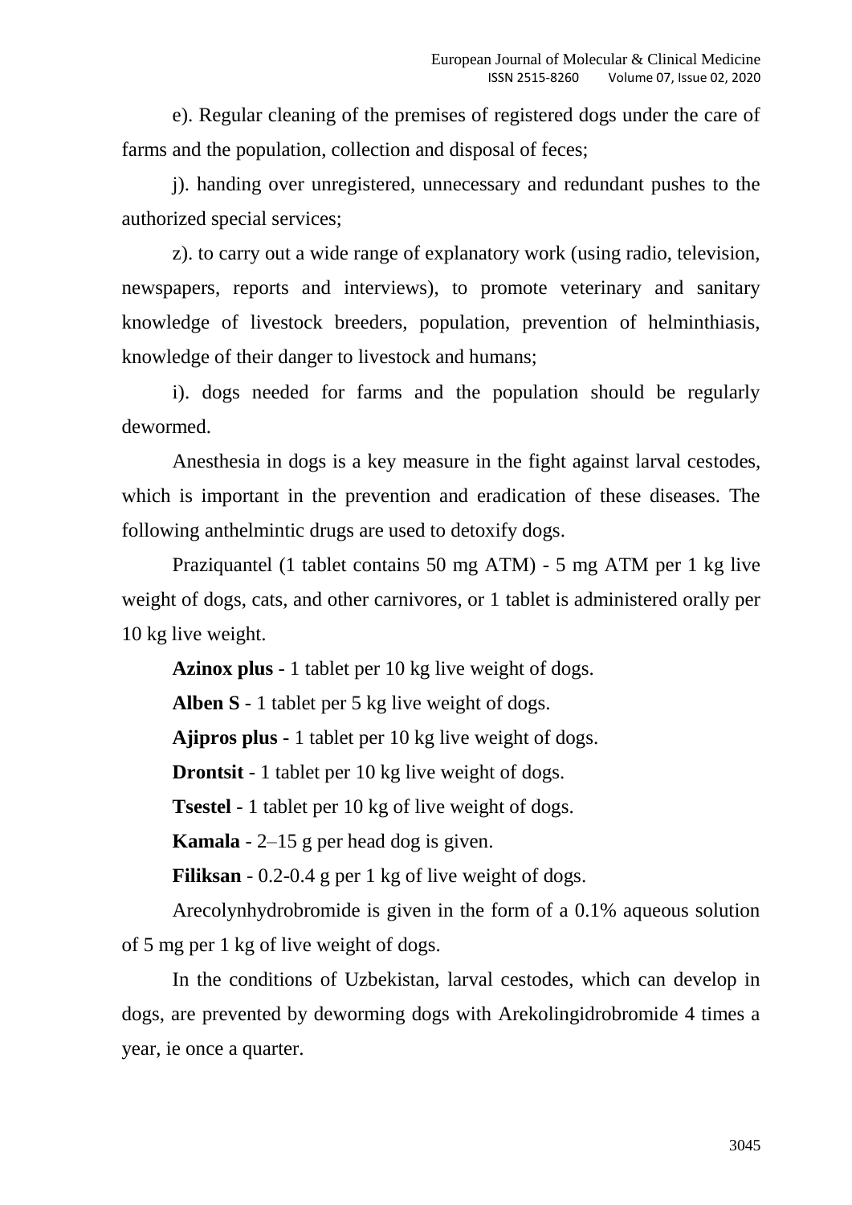e). Regular cleaning of the premises of registered dogs under the care of farms and the population, collection and disposal of feces;

j). handing over unregistered, unnecessary and redundant pushes to the authorized special services;

z). to carry out a wide range of explanatory work (using radio, television, newspapers, reports and interviews), to promote veterinary and sanitary knowledge of livestock breeders, population, prevention of helminthiasis, knowledge of their danger to livestock and humans;

i). dogs needed for farms and the population should be regularly dewormed.

Anesthesia in dogs is a key measure in the fight against larval cestodes, which is important in the prevention and eradication of these diseases. The following anthelmintic drugs are used to detoxify dogs.

Praziquantel (1 tablet contains 50 mg ATM) - 5 mg ATM per 1 kg live weight of dogs, cats, and other carnivores, or 1 tablet is administered orally per 10 kg live weight.

**Azinox plus** - 1 tablet per 10 kg live weight of dogs.

**Alben S** - 1 tablet per 5 kg live weight of dogs.

**Ajipros plus** - 1 tablet per 10 kg live weight of dogs.

**Drontsit** - 1 tablet per 10 kg live weight of dogs.

**Tsestel** - 1 tablet per 10 kg of live weight of dogs.

**Kamala** - 2–15 g per head dog is given.

**Filiksan** - 0.2-0.4 g per 1 kg of live weight of dogs.

Arecolynhydrobromide is given in the form of a 0.1% aqueous solution of 5 mg per 1 kg of live weight of dogs.

In the conditions of Uzbekistan, larval cestodes, which can develop in dogs, are prevented by deworming dogs with Arekolingidrobromide 4 times a year, ie once a quarter.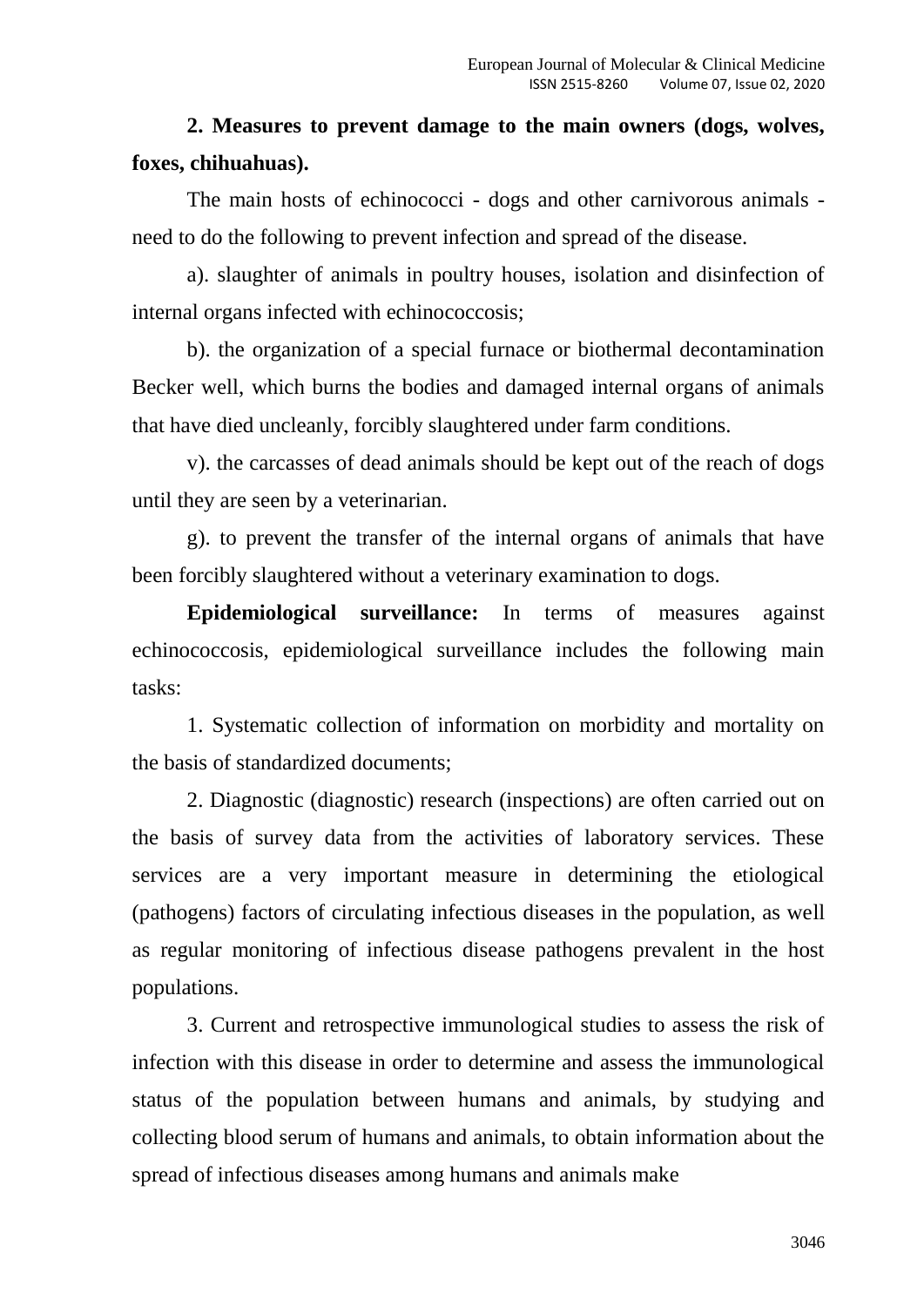**2. Measures to prevent damage to the main owners (dogs, wolves, foxes, chihuahuas).**

The main hosts of echinococci - dogs and other carnivorous animals - need to do the following to prevent infection and spread of the disease.

a). slaughter of animals in poultry houses, isolation and disinfection of internal organs infected with echinococcosis;

b). the organization of a special furnace or biothermal decontamination Becker well, which burns the bodies and damaged internal organs of animals that have died uncleanly, forcibly slaughtered under farm conditions.

v). the carcasses of dead animals should be kept out of the reach of dogs until they are seen by a veterinarian.

g). to prevent the transfer of the internal organs of animals that have been forcibly slaughtered without a veterinary examination to dogs.

**Epidemiological surveillance:** In terms of measures against echinococcosis, epidemiological surveillance includes the following main tasks:

1. Systematic collection of information on morbidity and mortality on the basis of standardized documents;

2. Diagnostic (diagnostic) research (inspections) are often carried out on the basis of survey data from the activities of laboratory services. These services are a very important measure in determining the etiological (pathogens) factors of circulating infectious diseases in the population, as well as regular monitoring of infectious disease pathogens prevalent in the host populations.

3. Current and retrospective immunological studies to assess the risk of infection with this disease in order to determine and assess the immunological status of the population between humans and animals, by studying and collecting blood serum of humans and animals, to obtain information about the spread of infectious diseases among humans and animals make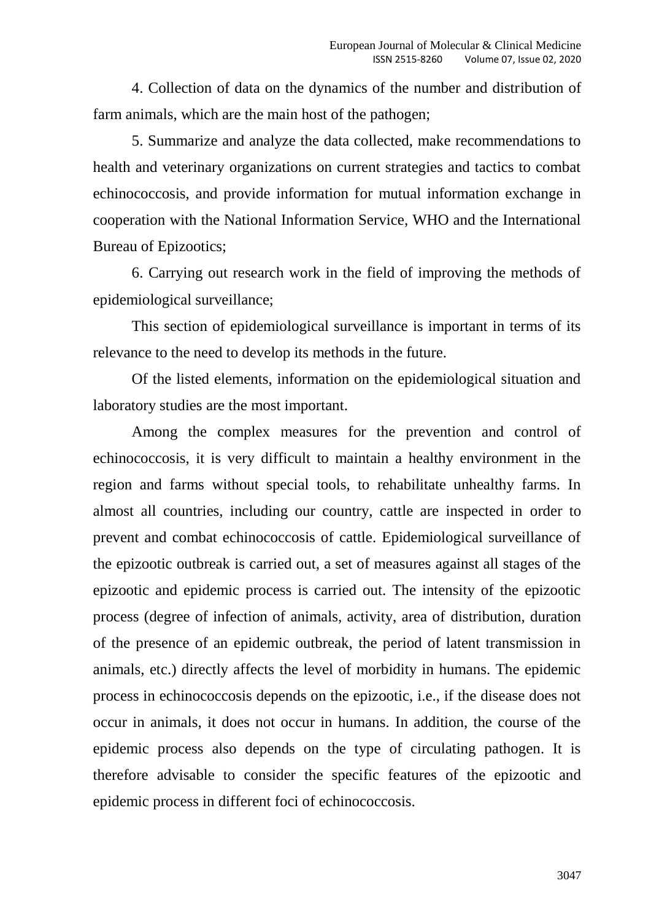4. Collection of data on the dynamics of the number and distribution of farm animals, which are the main host of the pathogen;

5. Summarize and analyze the data collected, make recommendations to health and veterinary organizations on current strategies and tactics to combat echinococcosis, and provide information for mutual information exchange in cooperation with the National Information Service, WHO and the International Bureau of Epizootics;

6. Carrying out research work in the field of improving the methods of epidemiological surveillance;

This section of epidemiological surveillance is important in terms of its relevance to the need to develop its methods in the future.

Of the listed elements, information on the epidemiological situation and laboratory studies are the most important.

Among the complex measures for the prevention and control of echinococcosis, it is very difficult to maintain a healthy environment in the region and farms without special tools, to rehabilitate unhealthy farms. In almost all countries, including our country, cattle are inspected in order to prevent and combat echinococcosis of cattle. Epidemiological surveillance of the epizootic outbreak is carried out, a set of measures against all stages of the epizootic and epidemic process is carried out. The intensity of the epizootic process (degree of infection of animals, activity, area of distribution, duration of the presence of an epidemic outbreak, the period of latent transmission in animals, etc.) directly affects the level of morbidity in humans. The epidemic process in echinococcosis depends on the epizootic, i.e., if the disease does not occur in animals, it does not occur in humans. In addition, the course of the epidemic process also depends on the type of circulating pathogen. It is therefore advisable to consider the specific features of the epizootic and epidemic process in different foci of echinococcosis.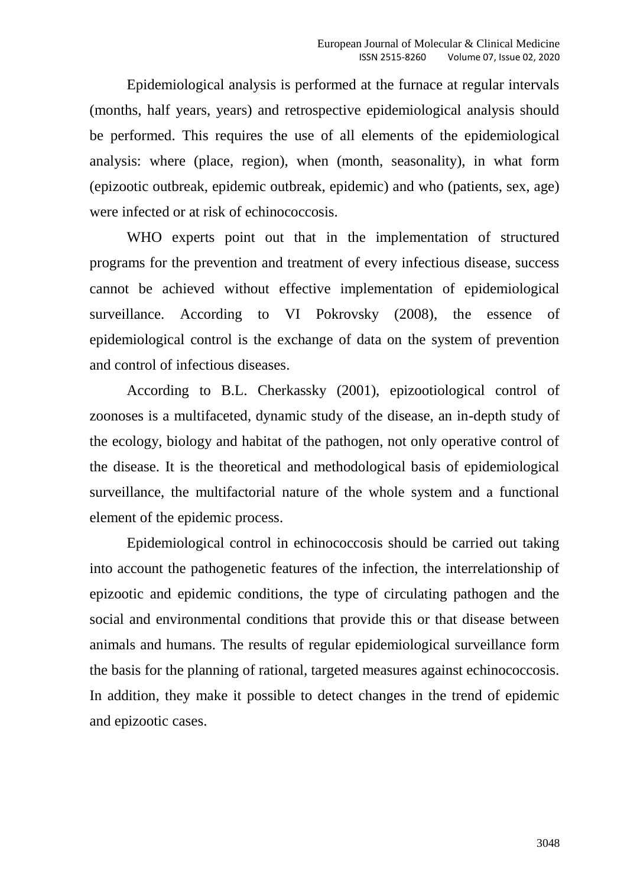Epidemiological analysis is performed at the furnace at regular intervals (months, half years, years) and retrospective epidemiological analysis should be performed. This requires the use of all elements of the epidemiological analysis: where (place, region), when (month, seasonality), in what form (epizootic outbreak, epidemic outbreak, epidemic) and who (patients, sex, age) were infected or at risk of echinococcosis.

WHO experts point out that in the implementation of structured programs for the prevention and treatment of every infectious disease, success cannot be achieved without effective implementation of epidemiological surveillance. According to VI Pokrovsky (2008), the essence of epidemiological control is the exchange of data on the system of prevention and control of infectious diseases.

According to B.L. Cherkassky (2001), epizootiological control of zoonoses is a multifaceted, dynamic study of the disease, an in-depth study of the ecology, biology and habitat of the pathogen, not only operative control of the disease. It is the theoretical and methodological basis of epidemiological surveillance, the multifactorial nature of the whole system and a functional element of the epidemic process.

Epidemiological control in echinococcosis should be carried out taking into account the pathogenetic features of the infection, the interrelationship of epizootic and epidemic conditions, the type of circulating pathogen and the social and environmental conditions that provide this or that disease between animals and humans. The results of regular epidemiological surveillance form the basis for the planning of rational, targeted measures against echinococcosis. In addition, they make it possible to detect changes in the trend of epidemic and epizootic cases.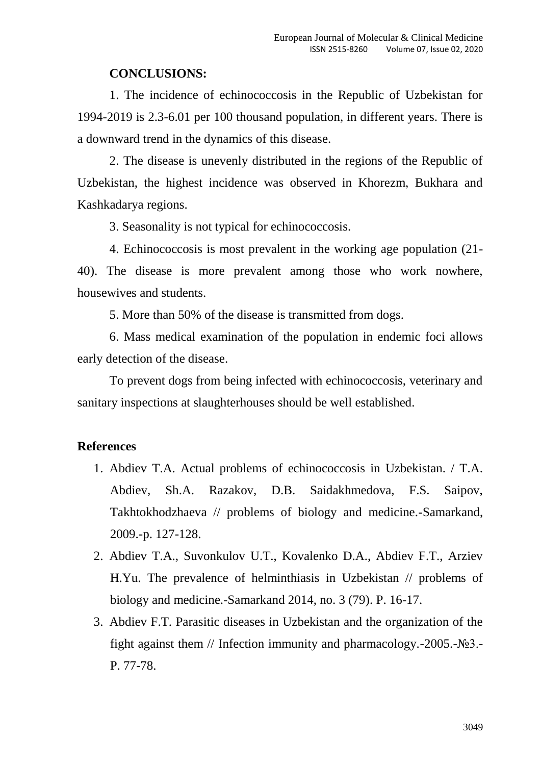**CONCLUSIONS:**

1. The incidence of echinococcosis in the Republic of Uzbekistan for 1994-2019 is 2.3-6.01 per 100 thousand population, in different years. There is a downward trend in the dynamics of this disease.

2. The disease is unevenly distributed in the regions of the Republic of Uzbekistan, the highest incidence was observed in Khorezm, Bukhara and Kashkadarya regions.

3. Seasonality is not typical for echinococcosis.

4. Echinococcosis is most prevalent in the working age population (21-40). The disease is more prevalent among those who work nowhere, housewives and students.

5. More than 50% of the disease is transmitted from dogs.

6. Mass medical examination of the population in endemic foci allows early detection of the disease.

To prevent dogs from being infected with echinococcosis, veterinary and sanitary inspections at slaughterhouses should be well established.

**References**

1. Abdiev T.A. Actual problems of echinococcosis in Uzbekistan. / T.A. Abdiev, Sh.A. Razakov, D.B. Saidakhmedova, F.S. Saipov, Takhtokhodzhaeva // problems of biology and medicine.-Samarkand, 2009.-p. 127-128.
2. Abdiev T.A., Suvonkulov U.T., Kovalenko D.A., Abdiev F.T., Arziev H.Yu. The prevalence of helminthiasis in Uzbekistan // problems of biology and medicine.-Samarkand 2014, no. 3 (79). P. 16-17.
3. Abdiev F.T. Parasitic diseases in Uzbekistan and the organization of the fight against them // Infection immunity and pharmacology.-2005.-№3.-P. 77-78.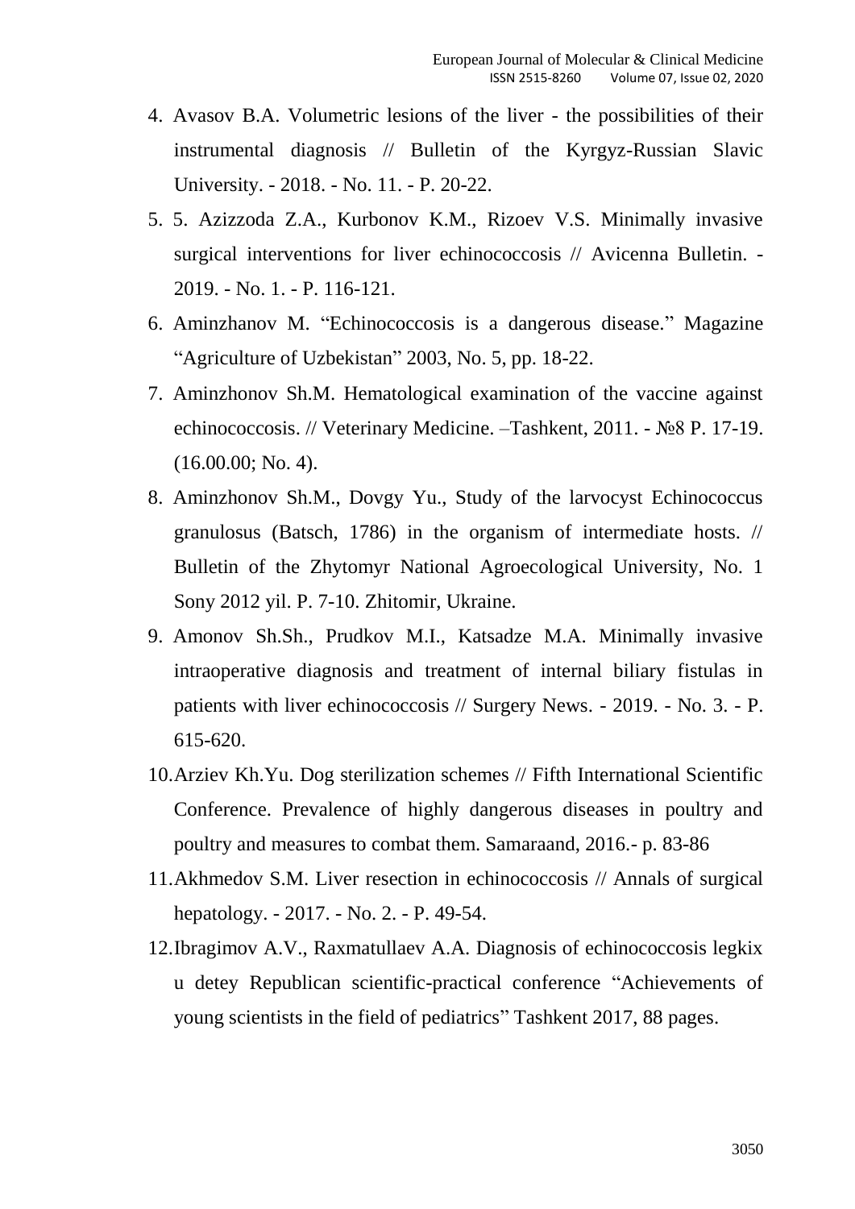4. Avasov B.A. Volumetric lesions of the liver - the possibilities of their instrumental diagnosis // Bulletin of the Kyrgyz-Russian Slavic University. - 2018. - No. 11. - P. 20-22.
5. 5. Azizzoda Z.A., Kurbonov K.M., Rizoev V.S. Minimally invasive surgical interventions for liver echinococcosis // Avicenna Bulletin. - 2019. - No. 1. - P. 116-121.
6. Aminzhanov M. “Echinococcosis is a dangerous disease.” Magazine “Agriculture of Uzbekistan” 2003, No. 5, pp. 18-22.
7. Aminzhonov Sh.M. Hematological examination of the vaccine against echinococcosis. // Veterinary Medicine. –Tashkent, 2011. - №8 P. 17-19. (16.00.00; No. 4).
8. Aminzhonov Sh.M., Dovgy Yu., Study of the larvocyst Echinococcus granulosus (Batsch, 1786) in the organism of intermediate hosts. // Bulletin of the Zhytomyr National Agroecological University, No. 1 Sony 2012 yil. P. 7-10. Zhitomir, Ukraine.
9. Amonov Sh.Sh., Prudkov M.I., Katsadze M.A. Minimally invasive intraoperative diagnosis and treatment of internal biliary fistulas in patients with liver echinococcosis // Surgery News. - 2019. - No. 3. - P. 615-620.
10. Arziev Kh.Yu. Dog sterilization schemes // Fifth International Scientific Conference. Prevalence of highly dangerous diseases in poultry and poultry and measures to combat them. Samaraand, 2016.- p. 83-86
11. Akhmedov S.M. Liver resection in echinococcosis // Annals of surgical hepatology. - 2017. - No. 2. - P. 49-54.
12. Ibragimov A.V., Raxmatullaev A.A. Diagnosis of echinococcosis legkix u detey Republican scientific-practical conference “Achievements of young scientists in the field of pediatrics” Tashkent 2017, 88 pages.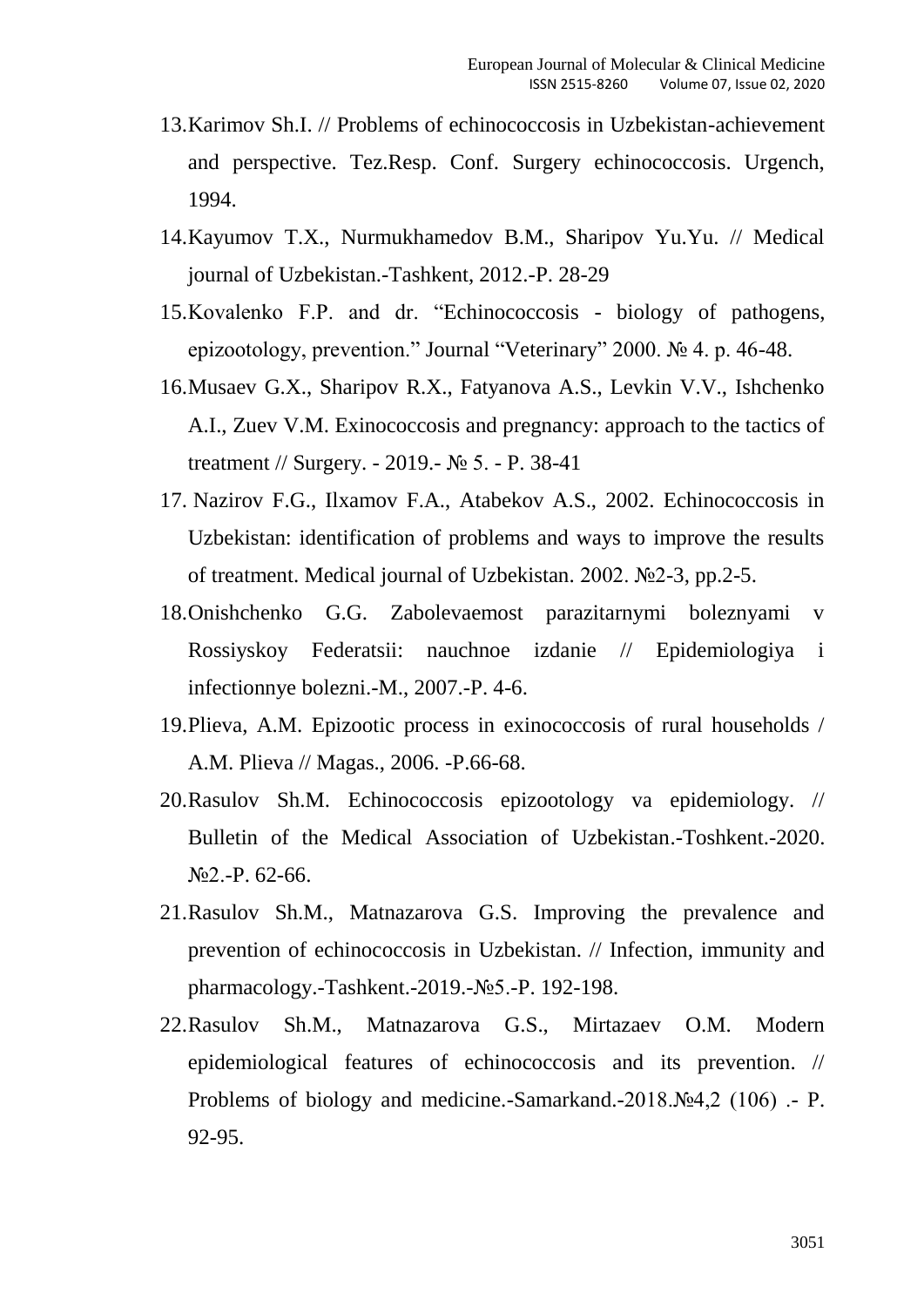13. Karimov Sh.I. // Problems of echinococcosis in Uzbekistan-achievement and perspective. Tez.Resp. Conf. Surgery echinococcosis. Urgench, 1994.
14. Kayumov T.X., Nurmukhamedov B.M., Sharipov Yu.Yu. // Medical journal of Uzbekistan.-Tashkent, 2012.-P. 28-29
15. Kovalenko F.P. and dr. "Echinococcosis - biology of pathogens, epizootology, prevention." Journal "Veterinary" 2000. № 4. p. 46-48.
16. Musaev G.X., Sharipov R.X., Fatyanova A.S., Levkin V.V., Ishchenko A.I., Zuev V.M. Exinococcosis and pregnancy: approach to the tactics of treatment // Surgery. - 2019.- № 5. - P. 38-41
17. Nazirov F.G., Ilxamov F.A., Atabekov A.S., 2002. Echinococcosis in Uzbekistan: identification of problems and ways to improve the results of treatment. Medical journal of Uzbekistan. 2002. №2-3, pp.2-5.
18. Onishchenko G.G. Zabolevaemost parazitarnymi boleznyami v Rossiyskoy Federatsii: nauchnoe izdanie // Epidemiologiya i infectionnye bolezni.-M., 2007.-P. 4-6.
19. Plieva, A.M. Epizootic process in exinococcosis of rural households / A.M. Plieva // Magas., 2006. -P.66-68.
20. Rasulov Sh.M. Echinococcosis epizootology va epidemiology. // Bulletin of the Medical Association of Uzbekistan.-Toshkent.-2020. №2.-P. 62-66.
21. Rasulov Sh.M., Matnazarova G.S. Improving the prevalence and prevention of echinococcosis in Uzbekistan. // Infection, immunity and pharmacology.-Tashkent.-2019.-№5.-P. 192-198.
22. Rasulov Sh.M., Matnazarova G.S., Mirtazaev O.M. Modern epidemiological features of echinococcosis and its prevention. // Problems of biology and medicine.-Samarkand.-2018.№4,2 (106) .- P. 92-95.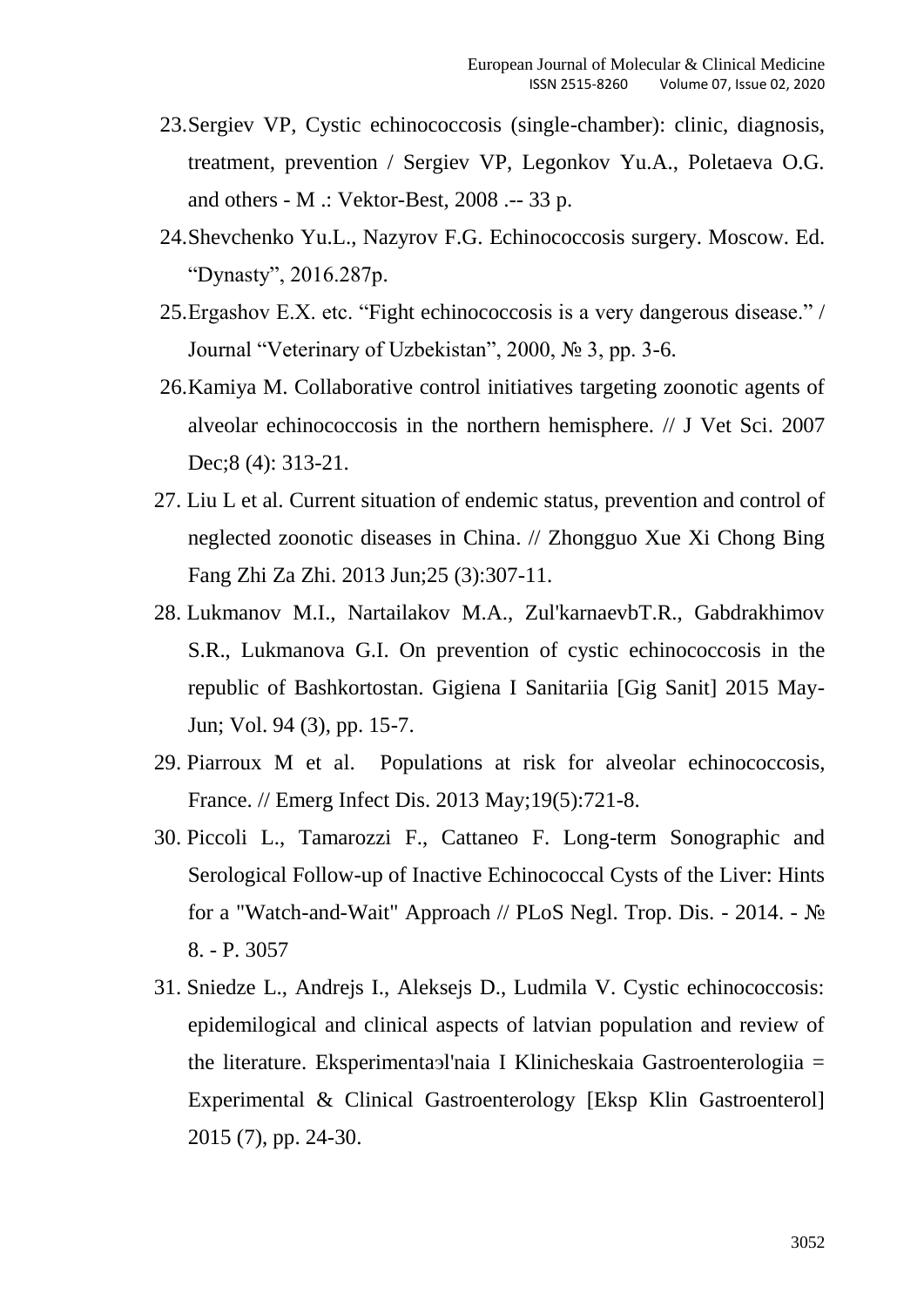23. Sergiev VP, Cystic echinococcosis (single-chamber): clinic, diagnosis, treatment, prevention / Sergiev VP, Legonkov Yu.A., Poletaeva O.G. and others - M .: Vektor-Best, 2008 .-- 33 p.
24. Shevchenko Yu.L., Nazyrov F.G. Echinococcosis surgery. Moscow. Ed. “Dynasty”, 2016.287p.
25. Ergashov E.X. etc. “Fight echinococcosis is a very dangerous disease.” / Journal “Veterinary of Uzbekistan”, 2000, № 3, pp. 3-6.
26. Kamiya M. Collaborative control initiatives targeting zoonotic agents of alveolar echinococcosis in the northern hemisphere. // J Vet Sci. 2007 Dec;8 (4): 313-21.
27. Liu L et al. Current situation of endemic status, prevention and control of neglected zoonotic diseases in China. // Zhongguo Xue Xi Chong Bing Fang Zhi Za Zhi. 2013 Jun;25 (3):307-11.
28. Lukmanov M.I., Nartailakov M.A., Zul'karnaevbT.R., Gabdrakhimov S.R., Lukmanova G.I. On prevention of cystic echinococcosis in the republic of Bashkortostan. Gigiena I Sanitariia [Gig Sanit] 2015 May-Jun; Vol. 94 (3), pp. 15-7.
29. Piarroux M et al. Populations at risk for alveolar echinococcosis, France. // Emerg Infect Dis. 2013 May;19(5):721-8.
30. Piccoli L., Tamarozzi F., Cattaneo F. Long-term Sonographic and Serological Follow-up of Inactive Echinococcal Cysts of the Liver: Hints for a "Watch-and-Wait" Approach // PLoS Negl. Trop. Dis. - 2014. - № 8. - P. 3057
31. Sniedze L., Andrejs I., Aleksejs D., Ludmila V. Cystic echinococcosis: epidemilogical and clinical aspects of latvian population and review of the literature. Eksperimentaɔl'naia I Klinicheskaia Gastroenterologiia = Experimental & Clinical Gastroenterology [Eksp Klin Gastroenterol] 2015 (7), pp. 24-30.